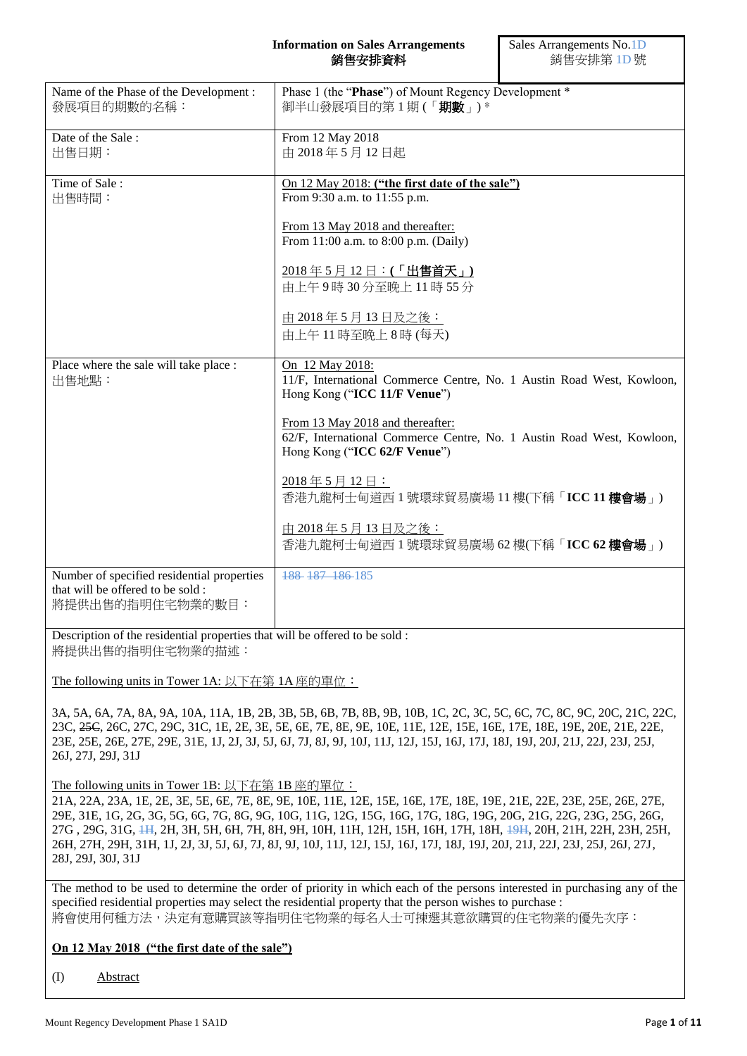**Information on Sales Arrangements**
**銷售安排資料**

Sales Arrangements No.1D
銷售安排第 1D 號

| | |
|---|---|
| Name of the Phase of the Development :<br>發展項目的期數的名稱： | Phase 1 (the "**Phase**") of Mount Regency Development *<br>御半山發展項目的第 1 期 (「**期數**」) * |
| Date of the Sale :<br>出售日期： | From 12 May 2018<br>由 2018 年 5 月 12 日起 |
| Time of Sale :<br>出售時間： | <u>On 12 May 2018: **("the first date of the sale")**</u><br>From 9:30 a.m. to 11:55 p.m.<br><br><u>From 13 May 2018 and thereafter:</u><br>From 11:00 a.m. to 8:00 p.m. (Daily)<br><br><u>2018 年 5 月 12 日：**(「出售首天」)**</u><br>由上午 9 時 30 分至晚上 11 時 55 分<br><br><u>由 2018 年 5 月 13 日及之後：</u><br>由上午 11 時至晚上 8 時 (每天) |
| Place where the sale will take place :<br>出售地點： | <u>On 12 May 2018:</u><br>11/F, International Commerce Centre, No. 1 Austin Road West, Kowloon, Hong Kong ("**ICC 11/F Venue**")<br><br><u>From 13 May 2018 and thereafter:</u><br>62/F, International Commerce Centre, No. 1 Austin Road West, Kowloon, Hong Kong ("**ICC 62/F Venue**")<br><br><u>2018 年 5 月 12 日：</u><br>香港九龍柯士甸道西 1 號環球貿易廣場 11 樓(下稱「**ICC 11 樓會場**」)<br><br><u>由 2018 年 5 月 13 日及之後：</u><br>香港九龍柯士甸道西 1 號環球貿易廣場 62 樓(下稱「**ICC 62 樓會場**」) |
| Number of specified residential properties that will be offered to be sold :<br>將提供出售的指明住宅物業的數目： | ~~188~~ ~~187~~ ~~186~~ 185 |

Description of the residential properties that will be offered to be sold :
將提供出售的指明住宅物業的描述：

<u>The following units in Tower 1A: 以下在第 1A 座的單位：</u>

3A, 5A, 6A, 7A, 8A, 9A, 10A, 11A, 1B, 2B, 3B, 5B, 6B, 7B, 8B, 9B, 10B, 1C, 2C, 3C, 5C, 6C, 7C, 8C, 9C, 20C, 21C, 22C, 23C, ~~25C~~, 26C, 27C, 29C, 31C, 1E, 2E, 3E, 5E, 6E, 7E, 8E, 9E, 10E, 11E, 12E, 15E, 16E, 17E, 18E, 19E, 20E, 21E, 22E, 23E, 25E, 26E, 27E, 29E, 31E, 1J, 2J, 3J, 5J, 6J, 7J, 8J, 9J, 10J, 11J, 12J, 15J, 16J, 17J, 18J, 19J, 20J, 21J, 22J, 23J, 25J, 26J, 27J, 29J, 31J

<u>The following units in Tower 1B: 以下在第 1B 座的單位：</u>
21A, 22A, 23A, 1E, 2E, 3E, 5E, 6E, 7E, 8E, 9E, 10E, 11E, 12E, 15E, 16E, 17E, 18E, 19E, 21E, 22E, 23E, 25E, 26E, 27E, 29E, 31E, 1G, 2G, 3G, 5G, 6G, 7G, 8G, 9G, 10G, 11G, 12G, 15G, 16G, 17G, 18G, 19G, 20G, 21G, 22G, 23G, 25G, 26G, 27G , 29G, 31G, ~~1H~~, 2H, 3H, 5H, 6H, 7H, 8H, 9H, 10H, 11H, 12H, 15H, 16H, 17H, 18H, ~~19H~~, 20H, 21H, 22H, 23H, 25H, 26H, 27H, 29H, 31H, 1J, 2J, 3J, 5J, 6J, 7J, 8J, 9J, 10J, 11J, 12J, 15J, 16J, 17J, 18J, 19J, 20J, 21J, 22J, 23J, 25J, 26J, 27J, 28J, 29J, 30J, 31J

The method to be used to determine the order of priority in which each of the persons interested in purchasing any of the specified residential properties may select the residential property that the person wishes to purchase :
將會使用何種方法，決定有意購買該等指明住宅物業的每名人士可揀選其意欲購買的住宅物業的優先次序：

<u>**On 12 May 2018 ("the first date of the sale")**</u>

(I) <u>Abstract</u>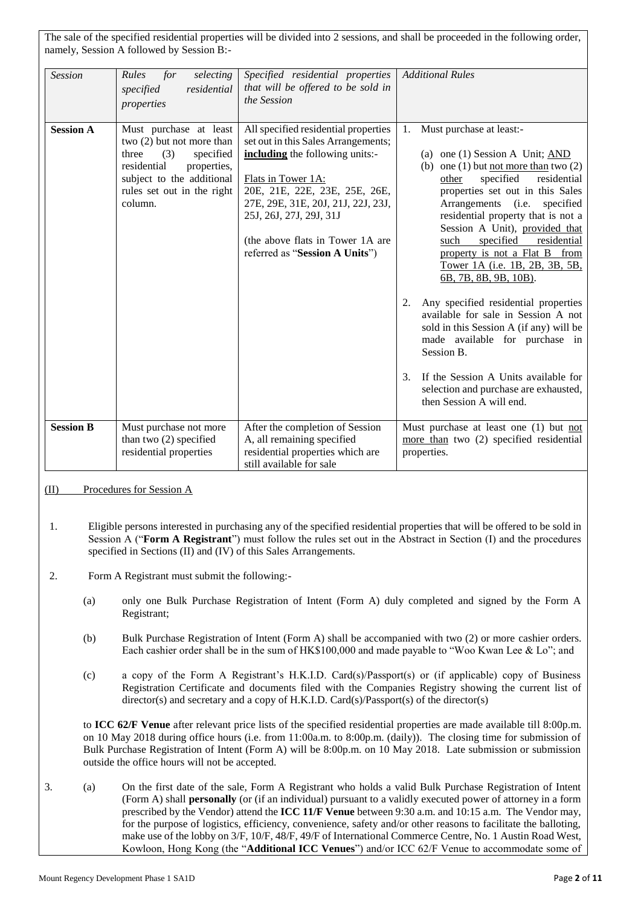The sale of the specified residential properties will be divided into 2 sessions, and shall be proceeded in the following order, namely, Session A followed by Session B:-

| *Session* | *Rules for selecting specified residential properties* | *Specified residential properties that will be offered to be sold in the Session* | *Additional Rules* |
|---|---|---|---|
| **Session A** | Must purchase at least two (2) but not more than three (3) specified residential properties, subject to the additional rules set out in the right column. | All specified residential properties set out in this Sales Arrangements; **including** the following units:-<br><br>Flats in Tower 1A:<br>20E, 21E, 22E, 23E, 25E, 26E, 27E, 29E, 31E, 20J, 21J, 22J, 23J, 25J, 26J, 27J, 29J, 31J<br><br>(the above flats in Tower 1A are referred as "**Session A Units**") | 1. Must purchase at least:-<br><br>(a) one (1) Session A Unit; AND<br>(b) one (1) but not more than two (2) other specified residential properties set out in this Sales Arrangements (i.e. specified residential property that is not a Session A Unit), provided that such specified residential property is not a Flat B from Tower 1A (i.e. 1B, 2B, 3B, 5B, 6B, 7B, 8B, 9B, 10B).<br><br>2. Any specified residential properties available for sale in Session A not sold in this Session A (if any) will be made available for purchase in Session B.<br><br>3. If the Session A Units available for selection and purchase are exhausted, then Session A will end. |
| **Session B** | Must purchase not more than two (2) specified residential properties | After the completion of Session A, all remaining specified residential properties which are still available for sale | Must purchase at least one (1) but not more than two (2) specified residential properties. |

(II) Procedures for Session A

1. Eligible persons interested in purchasing any of the specified residential properties that will be offered to be sold in Session A ("**Form A Registrant**") must follow the rules set out in the Abstract in Section (I) and the procedures specified in Sections (II) and (IV) of this Sales Arrangements.

2. Form A Registrant must submit the following:-

   (a) only one Bulk Purchase Registration of Intent (Form A) duly completed and signed by the Form A Registrant;

   (b) Bulk Purchase Registration of Intent (Form A) shall be accompanied with two (2) or more cashier orders. Each cashier order shall be in the sum of HK$100,000 and made payable to "Woo Kwan Lee & Lo"; and

   (c) a copy of the Form A Registrant's H.K.I.D. Card(s)/Passport(s) or (if applicable) copy of Business Registration Certificate and documents filed with the Companies Registry showing the current list of director(s) and secretary and a copy of H.K.I.D. Card(s)/Passport(s) of the director(s)

   to **ICC 62/F Venue** after relevant price lists of the specified residential properties are made available till 8:00p.m. on 10 May 2018 during office hours (i.e. from 11:00a.m. to 8:00p.m. (daily)). The closing time for submission of Bulk Purchase Registration of Intent (Form A) will be 8:00p.m. on 10 May 2018. Late submission or submission outside the office hours will not be accepted.

3. (a) On the first date of the sale, Form A Registrant who holds a valid Bulk Purchase Registration of Intent (Form A) shall **personally** (or (if an individual) pursuant to a validly executed power of attorney in a form prescribed by the Vendor) attend the **ICC 11/F Venue** between 9:30 a.m. and 10:15 a.m. The Vendor may, for the purpose of logistics, efficiency, convenience, safety and/or other reasons to facilitate the balloting, make use of the lobby on 3/F, 10/F, 48/F, 49/F of International Commerce Centre, No. 1 Austin Road West, Kowloon, Hong Kong (the "**Additional ICC Venues**") and/or ICC 62/F Venue to accommodate some of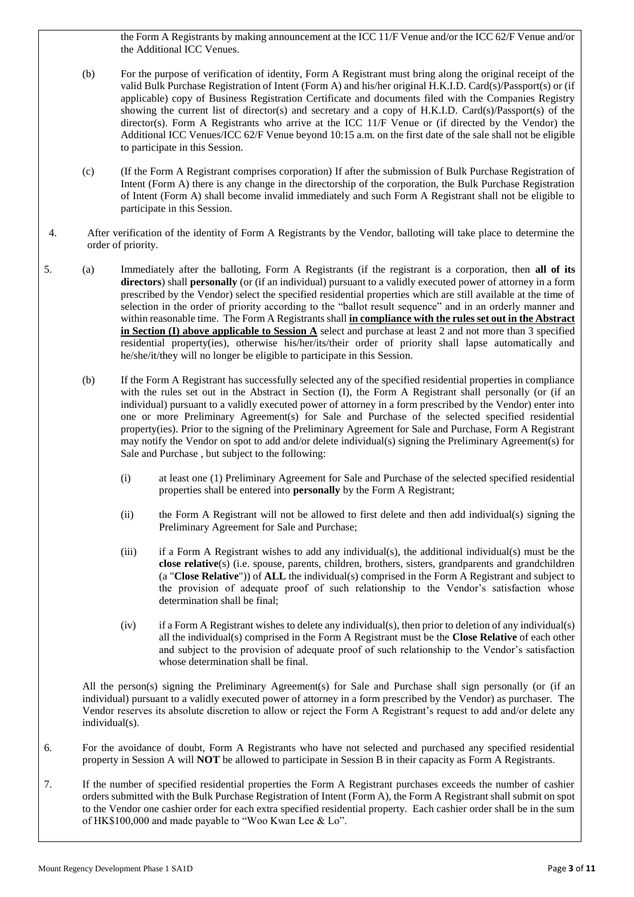the Form A Registrants by making announcement at the ICC 11/F Venue and/or the ICC 62/F Venue and/or the Additional ICC Venues.

(b) For the purpose of verification of identity, Form A Registrant must bring along the original receipt of the valid Bulk Purchase Registration of Intent (Form A) and his/her original H.K.I.D. Card(s)/Passport(s) or (if applicable) copy of Business Registration Certificate and documents filed with the Companies Registry showing the current list of director(s) and secretary and a copy of H.K.I.D. Card(s)/Passport(s) of the director(s). Form A Registrants who arrive at the ICC 11/F Venue or (if directed by the Vendor) the Additional ICC Venues/ICC 62/F Venue beyond 10:15 a.m. on the first date of the sale shall not be eligible to participate in this Session.

(c) (If the Form A Registrant comprises corporation) If after the submission of Bulk Purchase Registration of Intent (Form A) there is any change in the directorship of the corporation, the Bulk Purchase Registration of Intent (Form A) shall become invalid immediately and such Form A Registrant shall not be eligible to participate in this Session.

4. After verification of the identity of Form A Registrants by the Vendor, balloting will take place to determine the order of priority.

5. (a) Immediately after the balloting, Form A Registrants (if the registrant is a corporation, then **all of its directors**) shall **personally** (or (if an individual) pursuant to a validly executed power of attorney in a form prescribed by the Vendor) select the specified residential properties which are still available at the time of selection in the order of priority according to the "ballot result sequence" and in an orderly manner and within reasonable time. The Form A Registrants shall **<u>in compliance with the rules set out in the Abstract in Section (I) above applicable to Session A</u>** select and purchase at least 2 and not more than 3 specified residential property(ies), otherwise his/her/its/their order of priority shall lapse automatically and he/she/it/they will no longer be eligible to participate in this Session.

(b) If the Form A Registrant has successfully selected any of the specified residential properties in compliance with the rules set out in the Abstract in Section (I), the Form A Registrant shall personally (or (if an individual) pursuant to a validly executed power of attorney in a form prescribed by the Vendor) enter into one or more Preliminary Agreement(s) for Sale and Purchase of the selected specified residential property(ies). Prior to the signing of the Preliminary Agreement for Sale and Purchase, Form A Registrant may notify the Vendor on spot to add and/or delete individual(s) signing the Preliminary Agreement(s) for Sale and Purchase , but subject to the following:

(i) at least one (1) Preliminary Agreement for Sale and Purchase of the selected specified residential properties shall be entered into **personally** by the Form A Registrant;

(ii) the Form A Registrant will not be allowed to first delete and then add individual(s) signing the Preliminary Agreement for Sale and Purchase;

(iii) if a Form A Registrant wishes to add any individual(s), the additional individual(s) must be the **close relative**(s) (i.e. spouse, parents, children, brothers, sisters, grandparents and grandchildren (a "**Close Relative**")) of **ALL** the individual(s) comprised in the Form A Registrant and subject to the provision of adequate proof of such relationship to the Vendor's satisfaction whose determination shall be final;

(iv) if a Form A Registrant wishes to delete any individual(s), then prior to deletion of any individual(s) all the individual(s) comprised in the Form A Registrant must be the **Close Relative** of each other and subject to the provision of adequate proof of such relationship to the Vendor's satisfaction whose determination shall be final.

All the person(s) signing the Preliminary Agreement(s) for Sale and Purchase shall sign personally (or (if an individual) pursuant to a validly executed power of attorney in a form prescribed by the Vendor) as purchaser. The Vendor reserves its absolute discretion to allow or reject the Form A Registrant's request to add and/or delete any individual(s).

6. For the avoidance of doubt, Form A Registrants who have not selected and purchased any specified residential property in Session A will **NOT** be allowed to participate in Session B in their capacity as Form A Registrants.

7. If the number of specified residential properties the Form A Registrant purchases exceeds the number of cashier orders submitted with the Bulk Purchase Registration of Intent (Form A), the Form A Registrant shall submit on spot to the Vendor one cashier order for each extra specified residential property. Each cashier order shall be in the sum of HK$100,000 and made payable to "Woo Kwan Lee & Lo".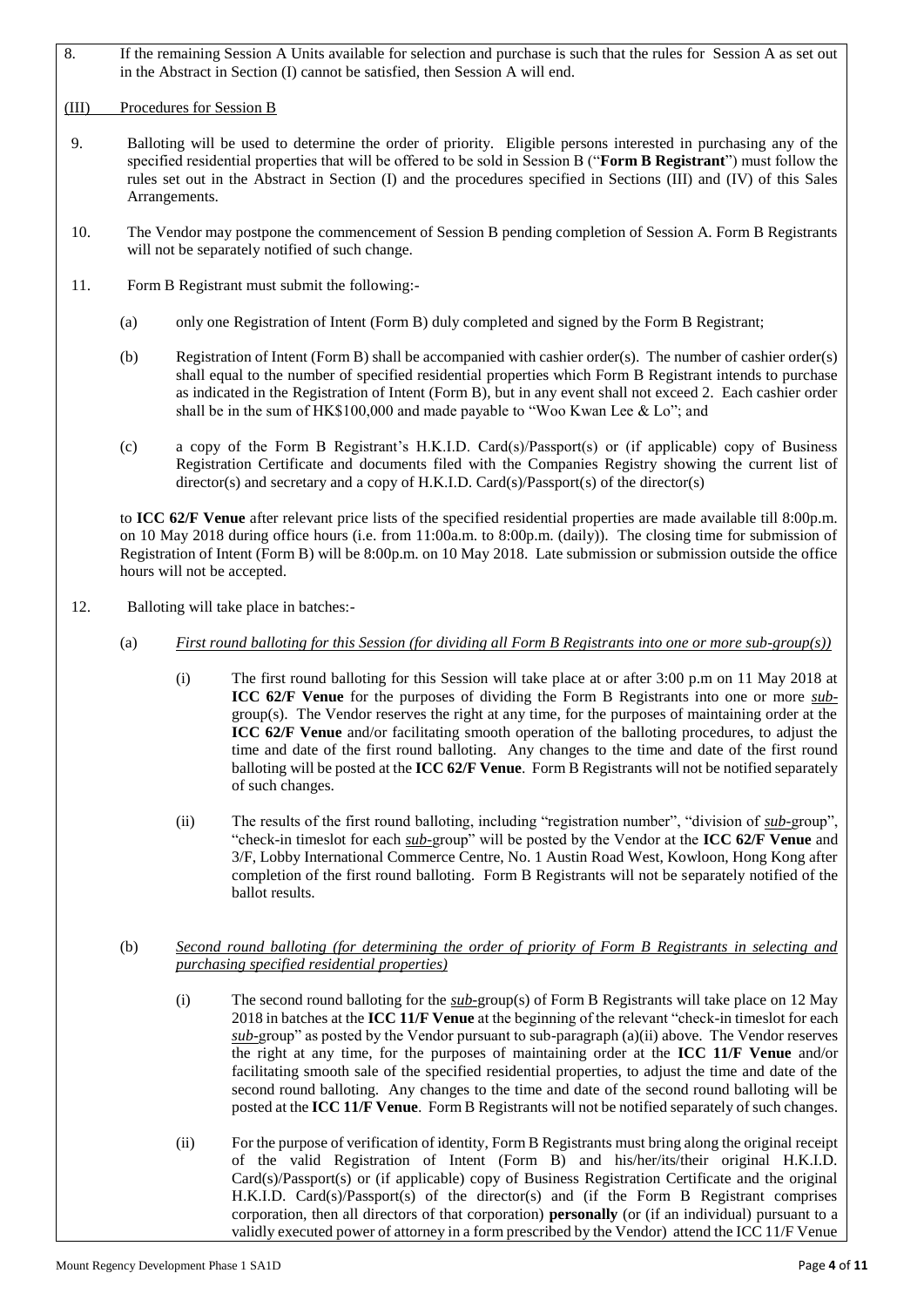8. If the remaining Session A Units available for selection and purchase is such that the rules for Session A as set out in the Abstract in Section (I) cannot be satisfied, then Session A will end.

## (III) Procedures for Session B

9. Balloting will be used to determine the order of priority. Eligible persons interested in purchasing any of the specified residential properties that will be offered to be sold in Session B ("**Form B Registrant**") must follow the rules set out in the Abstract in Section (I) and the procedures specified in Sections (III) and (IV) of this Sales Arrangements.

10. The Vendor may postpone the commencement of Session B pending completion of Session A. Form B Registrants will not be separately notified of such change.

11. Form B Registrant must submit the following:-

    (a) only one Registration of Intent (Form B) duly completed and signed by the Form B Registrant;

    (b) Registration of Intent (Form B) shall be accompanied with cashier order(s). The number of cashier order(s) shall equal to the number of specified residential properties which Form B Registrant intends to purchase as indicated in the Registration of Intent (Form B), but in any event shall not exceed 2. Each cashier order shall be in the sum of HK$100,000 and made payable to "Woo Kwan Lee & Lo"; and

    (c) a copy of the Form B Registrant's H.K.I.D. Card(s)/Passport(s) or (if applicable) copy of Business Registration Certificate and documents filed with the Companies Registry showing the current list of director(s) and secretary and a copy of H.K.I.D. Card(s)/Passport(s) of the director(s)

    to **ICC 62/F Venue** after relevant price lists of the specified residential properties are made available till 8:00p.m. on 10 May 2018 during office hours (i.e. from 11:00a.m. to 8:00p.m. (daily)). The closing time for submission of Registration of Intent (Form B) will be 8:00p.m. on 10 May 2018. Late submission or submission outside the office hours will not be accepted.

12. Balloting will take place in batches:-

    (a) *First round balloting for this Session (for dividing all Form B Registrants into one or more sub-group(s))*

    (i) The first round balloting for this Session will take place at or after 3:00 p.m on 11 May 2018 at **ICC 62/F Venue** for the purposes of dividing the Form B Registrants into one or more *sub*-group(s). The Vendor reserves the right at any time, for the purposes of maintaining order at the **ICC 62/F Venue** and/or facilitating smooth operation of the balloting procedures, to adjust the time and date of the first round balloting. Any changes to the time and date of the first round balloting will be posted at the **ICC 62/F Venue**. Form B Registrants will not be notified separately of such changes.

    (ii) The results of the first round balloting, including "registration number", "division of *sub*-group", "check-in timeslot for each *sub*-group" will be posted by the Vendor at the **ICC 62/F Venue** and 3/F, Lobby International Commerce Centre, No. 1 Austin Road West, Kowloon, Hong Kong after completion of the first round balloting. Form B Registrants will not be separately notified of the ballot results.

    (b) *Second round balloting (for determining the order of priority of Form B Registrants in selecting and purchasing specified residential properties)*

    (i) The second round balloting for the *sub*-group(s) of Form B Registrants will take place on 12 May 2018 in batches at the **ICC 11/F Venue** at the beginning of the relevant "check-in timeslot for each *sub*-group" as posted by the Vendor pursuant to sub-paragraph (a)(ii) above. The Vendor reserves the right at any time, for the purposes of maintaining order at the **ICC 11/F Venue** and/or facilitating smooth sale of the specified residential properties, to adjust the time and date of the second round balloting. Any changes to the time and date of the second round balloting will be posted at the **ICC 11/F Venue**. Form B Registrants will not be notified separately of such changes.

    (ii) For the purpose of verification of identity, Form B Registrants must bring along the original receipt of the valid Registration of Intent (Form B) and his/her/its/their original H.K.I.D. Card(s)/Passport(s) or (if applicable) copy of Business Registration Certificate and the original H.K.I.D. Card(s)/Passport(s) of the director(s) and (if the Form B Registrant comprises corporation, then all directors of that corporation) **personally** (or (if an individual) pursuant to a validly executed power of attorney in a form prescribed by the Vendor) attend the ICC 11/F Venue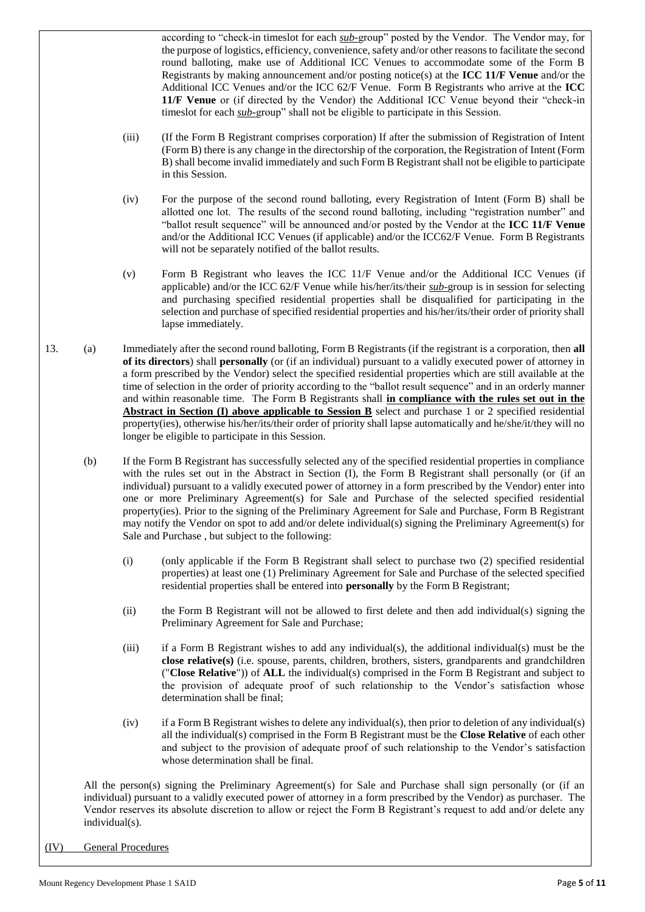according to "check-in timeslot for each *sub*-group" posted by the Vendor. The Vendor may, for the purpose of logistics, efficiency, convenience, safety and/or other reasons to facilitate the second round balloting, make use of Additional ICC Venues to accommodate some of the Form B Registrants by making announcement and/or posting notice(s) at the **ICC 11/F Venue** and/or the Additional ICC Venues and/or the ICC 62/F Venue. Form B Registrants who arrive at the **ICC 11/F Venue** or (if directed by the Vendor) the Additional ICC Venue beyond their "check-in timeslot for each *sub*-group" shall not be eligible to participate in this Session.

(iii) (If the Form B Registrant comprises corporation) If after the submission of Registration of Intent (Form B) there is any change in the directorship of the corporation, the Registration of Intent (Form B) shall become invalid immediately and such Form B Registrant shall not be eligible to participate in this Session.

(iv) For the purpose of the second round balloting, every Registration of Intent (Form B) shall be allotted one lot. The results of the second round balloting, including "registration number" and "ballot result sequence" will be announced and/or posted by the Vendor at the **ICC 11/F Venue** and/or the Additional ICC Venues (if applicable) and/or the ICC62/F Venue. Form B Registrants will not be separately notified of the ballot results.

(v) Form B Registrant who leaves the ICC 11/F Venue and/or the Additional ICC Venues (if applicable) and/or the ICC 62/F Venue while his/her/its/their *sub*-group is in session for selecting and purchasing specified residential properties shall be disqualified for participating in the selection and purchase of specified residential properties and his/her/its/their order of priority shall lapse immediately.

13. (a) Immediately after the second round balloting, Form B Registrants (if the registrant is a corporation, then **all of its directors**) shall **personally** (or (if an individual) pursuant to a validly executed power of attorney in a form prescribed by the Vendor) select the specified residential properties which are still available at the time of selection in the order of priority according to the "ballot result sequence" and in an orderly manner and within reasonable time. The Form B Registrants shall **in compliance with the rules set out in the Abstract in Section (I) above applicable to Session B** select and purchase 1 or 2 specified residential property(ies), otherwise his/her/its/their order of priority shall lapse automatically and he/she/it/they will no longer be eligible to participate in this Session.

(b) If the Form B Registrant has successfully selected any of the specified residential properties in compliance with the rules set out in the Abstract in Section (I), the Form B Registrant shall personally (or (if an individual) pursuant to a validly executed power of attorney in a form prescribed by the Vendor) enter into one or more Preliminary Agreement(s) for Sale and Purchase of the selected specified residential property(ies). Prior to the signing of the Preliminary Agreement for Sale and Purchase, Form B Registrant may notify the Vendor on spot to add and/or delete individual(s) signing the Preliminary Agreement(s) for Sale and Purchase , but subject to the following:

(i) (only applicable if the Form B Registrant shall select to purchase two (2) specified residential properties) at least one (1) Preliminary Agreement for Sale and Purchase of the selected specified residential properties shall be entered into **personally** by the Form B Registrant;

(ii) the Form B Registrant will not be allowed to first delete and then add individual(s) signing the Preliminary Agreement for Sale and Purchase;

(iii) if a Form B Registrant wishes to add any individual(s), the additional individual(s) must be the **close relative(s)** (i.e. spouse, parents, children, brothers, sisters, grandparents and grandchildren ("**Close Relative**")) of **ALL** the individual(s) comprised in the Form B Registrant and subject to the provision of adequate proof of such relationship to the Vendor's satisfaction whose determination shall be final;

(iv) if a Form B Registrant wishes to delete any individual(s), then prior to deletion of any individual(s) all the individual(s) comprised in the Form B Registrant must be the **Close Relative** of each other and subject to the provision of adequate proof of such relationship to the Vendor's satisfaction whose determination shall be final.

All the person(s) signing the Preliminary Agreement(s) for Sale and Purchase shall sign personally (or (if an individual) pursuant to a validly executed power of attorney in a form prescribed by the Vendor) as purchaser. The Vendor reserves its absolute discretion to allow or reject the Form B Registrant's request to add and/or delete any individual(s).

## (IV) General Procedures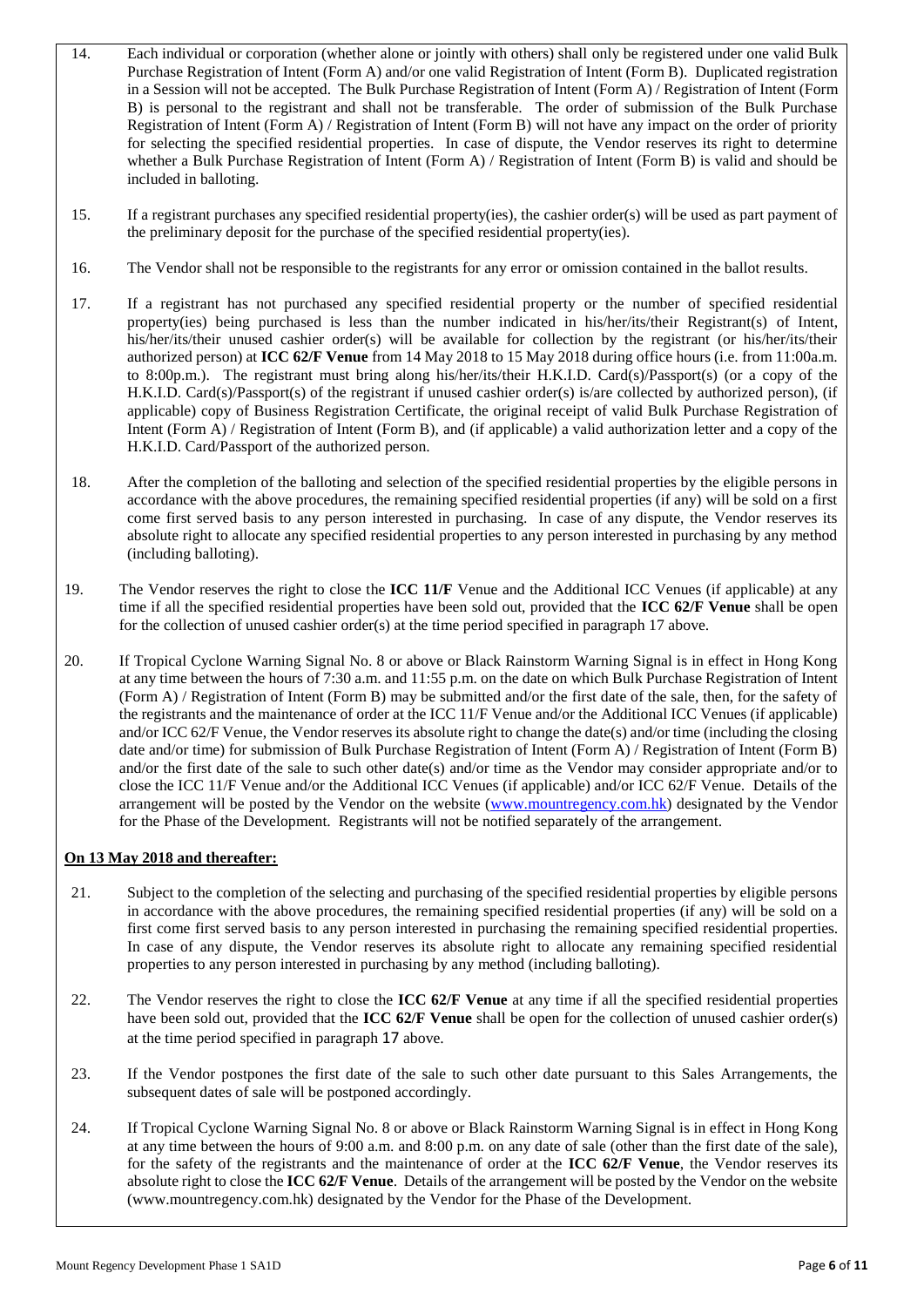14. Each individual or corporation (whether alone or jointly with others) shall only be registered under one valid Bulk Purchase Registration of Intent (Form A) and/or one valid Registration of Intent (Form B). Duplicated registration in a Session will not be accepted. The Bulk Purchase Registration of Intent (Form A) / Registration of Intent (Form B) is personal to the registrant and shall not be transferable. The order of submission of the Bulk Purchase Registration of Intent (Form A) / Registration of Intent (Form B) will not have any impact on the order of priority for selecting the specified residential properties. In case of dispute, the Vendor reserves its right to determine whether a Bulk Purchase Registration of Intent (Form A) / Registration of Intent (Form B) is valid and should be included in balloting.

15. If a registrant purchases any specified residential property(ies), the cashier order(s) will be used as part payment of the preliminary deposit for the purchase of the specified residential property(ies).

16. The Vendor shall not be responsible to the registrants for any error or omission contained in the ballot results.

17. If a registrant has not purchased any specified residential property or the number of specified residential property(ies) being purchased is less than the number indicated in his/her/its/their Registrant(s) of Intent, his/her/its/their unused cashier order(s) will be available for collection by the registrant (or his/her/its/their authorized person) at **ICC 62/F Venue** from 14 May 2018 to 15 May 2018 during office hours (i.e. from 11:00a.m. to 8:00p.m.). The registrant must bring along his/her/its/their H.K.I.D. Card(s)/Passport(s) (or a copy of the H.K.I.D. Card(s)/Passport(s) of the registrant if unused cashier order(s) is/are collected by authorized person), (if applicable) copy of Business Registration Certificate, the original receipt of valid Bulk Purchase Registration of Intent (Form A) / Registration of Intent (Form B), and (if applicable) a valid authorization letter and a copy of the H.K.I.D. Card/Passport of the authorized person.

18. After the completion of the balloting and selection of the specified residential properties by the eligible persons in accordance with the above procedures, the remaining specified residential properties (if any) will be sold on a first come first served basis to any person interested in purchasing. In case of any dispute, the Vendor reserves its absolute right to allocate any specified residential properties to any person interested in purchasing by any method (including balloting).

19. The Vendor reserves the right to close the **ICC 11/F** Venue and the Additional ICC Venues (if applicable) at any time if all the specified residential properties have been sold out, provided that the **ICC 62/F Venue** shall be open for the collection of unused cashier order(s) at the time period specified in paragraph 17 above.

20. If Tropical Cyclone Warning Signal No. 8 or above or Black Rainstorm Warning Signal is in effect in Hong Kong at any time between the hours of 7:30 a.m. and 11:55 p.m. on the date on which Bulk Purchase Registration of Intent (Form A) / Registration of Intent (Form B) may be submitted and/or the first date of the sale, then, for the safety of the registrants and the maintenance of order at the ICC 11/F Venue and/or the Additional ICC Venues (if applicable) and/or ICC 62/F Venue, the Vendor reserves its absolute right to change the date(s) and/or time (including the closing date and/or time) for submission of Bulk Purchase Registration of Intent (Form A) / Registration of Intent (Form B) and/or the first date of the sale to such other date(s) and/or time as the Vendor may consider appropriate and/or to close the ICC 11/F Venue and/or the Additional ICC Venues (if applicable) and/or ICC 62/F Venue. Details of the arrangement will be posted by the Vendor on the website (www.mountregency.com.hk) designated by the Vendor for the Phase of the Development. Registrants will not be notified separately of the arrangement.

**On 13 May 2018 and thereafter:**

21. Subject to the completion of the selecting and purchasing of the specified residential properties by eligible persons in accordance with the above procedures, the remaining specified residential properties (if any) will be sold on a first come first served basis to any person interested in purchasing the remaining specified residential properties. In case of any dispute, the Vendor reserves its absolute right to allocate any remaining specified residential properties to any person interested in purchasing by any method (including balloting).

22. The Vendor reserves the right to close the **ICC 62/F Venue** at any time if all the specified residential properties have been sold out, provided that the **ICC 62/F Venue** shall be open for the collection of unused cashier order(s) at the time period specified in paragraph 17 above.

23. If the Vendor postpones the first date of the sale to such other date pursuant to this Sales Arrangements, the subsequent dates of sale will be postponed accordingly.

24. If Tropical Cyclone Warning Signal No. 8 or above or Black Rainstorm Warning Signal is in effect in Hong Kong at any time between the hours of 9:00 a.m. and 8:00 p.m. on any date of sale (other than the first date of the sale), for the safety of the registrants and the maintenance of order at the **ICC 62/F Venue**, the Vendor reserves its absolute right to close the **ICC 62/F Venue**. Details of the arrangement will be posted by the Vendor on the website (www.mountregency.com.hk) designated by the Vendor for the Phase of the Development.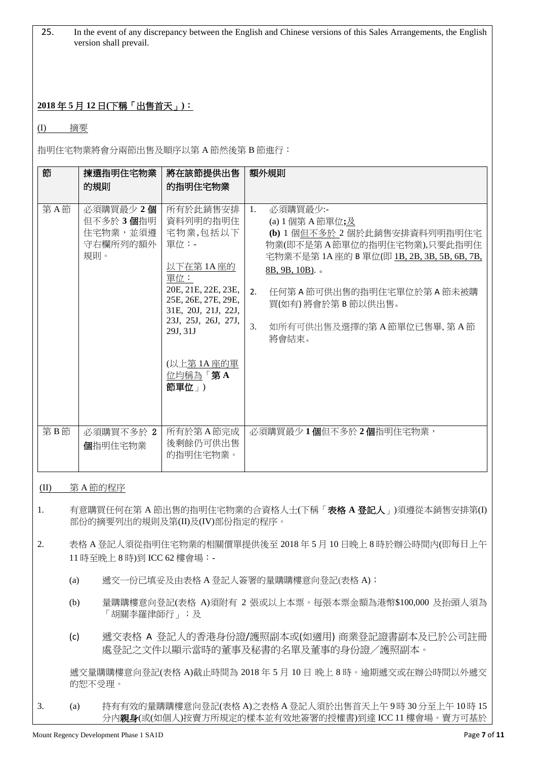25. In the event of any discrepancy between the English and Chinese versions of this Sales Arrangements, the English version shall prevail.

**2018 年 5 月 12 日(下稱「出售首天」)：**

(I) 摘要

指明住宅物業將會分兩節出售及順序以第 A 節然後第 B 節進行：

| 節 | 揀選指明住宅物業的規則 | 將在該節提供出售的指明住宅物業 | 額外規則 |
|---|---|---|---|
| 第 A 節 | 必須購買最少 **2 個**但不多於 **3 個**指明住宅物業，並須遵守右欄所列的額外規則。 | 所有於此銷售安排資料列明的指明住宅物業,包括以下單位：-<br><br>以下在第 1A 座的單位：<br>20E, 21E, 22E, 23E, 25E, 26E, 27E, 29E, 31E, 20J, 21J, 22J, 23J, 25J, 26J, 27J, 29J, 31J<br><br>(以上第 1A 座的單位均稱為「**第 A 節單位**」) | 1. 必須購買最少:-<br>(a) 1 個第 A 節單位;及<br>**(b)** 1 個但不多於 2 個於此銷售安排資料列明指明住宅物業(即不是第 A 節單位的指明住宅物業),只要此指明住宅物業不是第 1A 座的 B 單位(即 1B, 2B, 3B, 5B, 6B, 7B, 8B, 9B, 10B). 。<br><br>2. 任何第 A 節可供出售的指明住宅單位於第 A 節未被購買(如有) 將會於第 B 節以供出售。<br><br>3. 如所有可供出售及選擇的第 A 節單位已售畢, 第 A 節將會結束。 |
| 第 B 節 | 必須購買不多於 **2 個**指明住宅物業 | 所有於第 A 節完成後剩餘仍可供出售的指明住宅物業。 | 必須購買最少 **1 個**但不多於 **2 個**指明住宅物業， |

(II) 第 A 節的程序

1. 有意購買任何在第 A 節出售的指明住宅物業的合資格人士(下稱「**表格 A 登記人**」)須遵從本銷售安排第(I)部份的摘要列出的規則及第(II)及(IV)部份指定的程序。

2. 表格 A 登記人須從指明住宅物業的相關價單提供後至 2018 年 5 月 10 日晚上 8 時於辦公時間內(即每日上午 11 時至晚上 8 時)到 ICC 62 樓會場：-

   (a) 遞交一份已填妥及由表格 A 登記人簽署的量購購樓意向登記(表格 A)；

   (b) 量購購樓意向登記(表格 A)須附有 2 張或以上本票。每張本票金額為港幣$100,000 及抬頭人須為「胡關李羅律師行」；及

   (c) 遞交表格 A 登記人的香港身份證/護照副本或(如適用) 商業登記證書副本及已於公司註冊處登記之文件以顯示當時的董事及秘書的名單及董事的身份證／護照副本。

   遞交量購購樓意向登記(表格 A)截止時間為 2018 年 5 月 10 日 晚上 8 時。逾期遞交或在辦公時間以外遞交的恕不受理。

3. (a) 持有有效的量購購樓意向登記(表格 A)之表格 A 登記人須於出售首天上午 9 時 30 分至上午 10 時 15 分內**親身**(或(如個人)按賣方所規定的樣本並有效地簽署的授權書)到達 ICC 11 樓會場。賣方可基於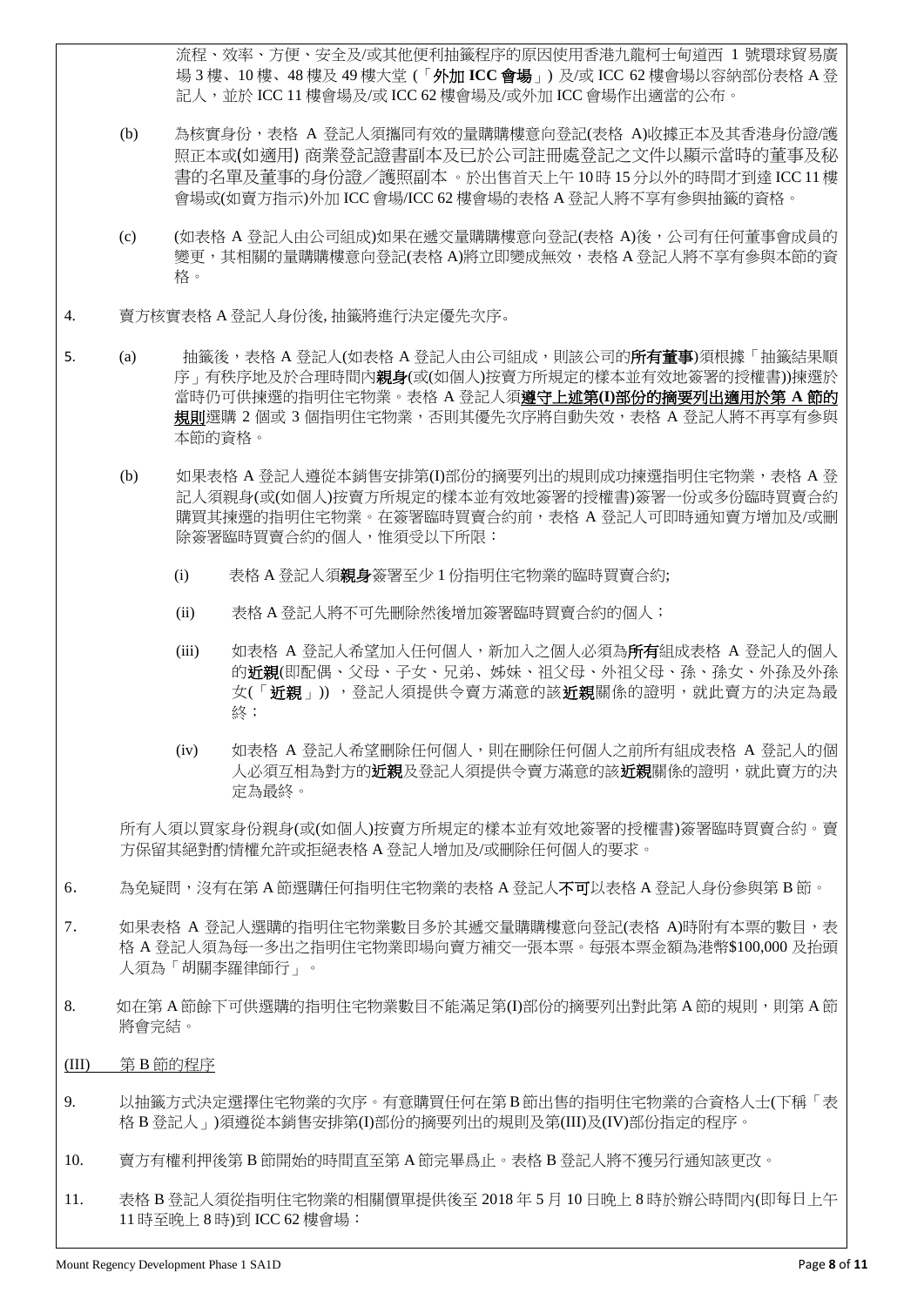流程、效率、方便、安全及/或其他便利抽籤程序的原因使用香港九龍柯士甸道西 1 號環球貿易廣場 3 樓、10 樓、48 樓及 49 樓大堂 (「**外加 ICC 會場**」) 及/或 ICC 62 樓會場以容納部份表格 A 登記人，並於 ICC 11 樓會場及/或 ICC 62 樓會場及/或外加 ICC 會場作出適當的公布。

(b) 為核實身份，表格 A 登記人須攜同有效的量購購樓意向登記(表格 A)收據正本及其香港身份證/護照正本或(如適用) 商業登記證書副本及已於公司註冊處登記之文件以顯示當時的董事及秘書的名單及董事的身份證／護照副本。於出售首天上午 10時 15 分以外的時間才到達 ICC 11 樓會場或(如賣方指示)外加 ICC 會場/ICC 62 樓會場的表格 A 登記人將不享有參與抽籤的資格。

(c) (如表格 A 登記人由公司組成)如果在遞交量購購樓意向登記(表格 A)後，公司有任何董事會成員的變更，其相關的量購購樓意向登記(表格 A)將立即變成無效，表格 A 登記人將不享有參與本節的資格。

4. 賣方核實表格 A 登記人身份後, 抽籤將進行決定優先次序。

5. (a) 抽籤後，表格 A 登記人(如表格 A 登記人由公司組成，則該公司的**所有董事**)須根據「抽籤結果順序」有秩序地及於合理時間內**親身**(或(如個人)按賣方所規定的樣本並有效地簽署的授權書))揀選於當時仍可供揀選的指明住宅物業。表格 A 登記人須**遵守上述第(I)部份的摘要列出適用於第 A 節的規則**選購 2 個或 3 個指明住宅物業，否則其優先次序將自動失效，表格 A 登記人將不再享有參與本節的資格。

(b) 如果表格 A 登記人遵從本銷售安排第(I)部份的摘要列出的規則成功揀選指明住宅物業，表格 A 登記人須親身(或(如個人)按賣方所規定的樣本並有效地簽署的授權書)簽署一份或多份臨時買賣合約購買其揀選的指明住宅物業。在簽署臨時買賣合約前，表格 A 登記人可即時通知賣方增加及/或刪除簽署臨時買賣合約的個人，惟須受以下所限：

(i) 表格 A 登記人須**親身**簽署至少 1 份指明住宅物業的臨時買賣合約;

(ii) 表格 A 登記人將不可先刪除然後增加簽署臨時買賣合約的個人；

(iii) 如表格 A 登記人希望加入任何個人，新加入之個人必須為**所有**組成表格 A 登記人的個人的**近親**(即配偶、父母、子女、兄弟、姊妹、祖父母、外祖父母、孫、孫女、外孫及外孫女(「**近親**」)) ，登記人須提供令賣方滿意的該**近親**關係的證明，就此賣方的決定為最終；

(iv) 如表格 A 登記人希望刪除任何個人，則在刪除任何個人之前所有組成表格 A 登記人的個人必須互相為對方的**近親**及登記人須提供令賣方滿意的該**近親**關係的證明，就此賣方的決定為最終。

所有人須以買家身份親身(或(如個人)按賣方所規定的樣本並有效地簽署的授權書)簽署臨時買賣合約。賣方保留其絕對酌情權允許或拒絕表格 A 登記人增加及/或刪除任何個人的要求。

6. 為免疑問，沒有在第 A 節選購任何指明住宅物業的表格 A 登記人**不可**以表格 A 登記人身份參與第 B 節。

7. 如果表格 A 登記人選購的指明住宅物業數目多於其遞交量購購樓意向登記(表格 A)時附有本票的數目，表格 A 登記人須為每一多出之指明住宅物業即場向賣方補交一張本票。每張本票金額為港幣$100,000 及抬頭人須為「胡關李羅律師行」。

8. 如在第 A 節餘下可供選購的指明住宅物業數目不能滿足第(I)部份的摘要列出對此第 A 節的規則，則第 A 節將會完結。

<u>(III) 第 B 節的程序</u>

9. 以抽籤方式決定選擇住宅物業的次序。有意購買任何在第 B 節出售的指明住宅物業的合資格人士(下稱「表格 B 登記人」)須遵從本銷售安排第(I)部份的摘要列出的規則及第(III)及(IV)部份指定的程序。

10. 賣方有權利押後第 B 節開始的時間直至第 A 節完畢爲止。表格 B 登記人將不獲另行通知該更改。

11. 表格 B 登記人須從指明住宅物業的相關價單提供後至 2018 年 5 月 10 日晚上 8 時於辦公時間內(即每日上午 11 時至晚上 8 時)到 ICC 62 樓會場：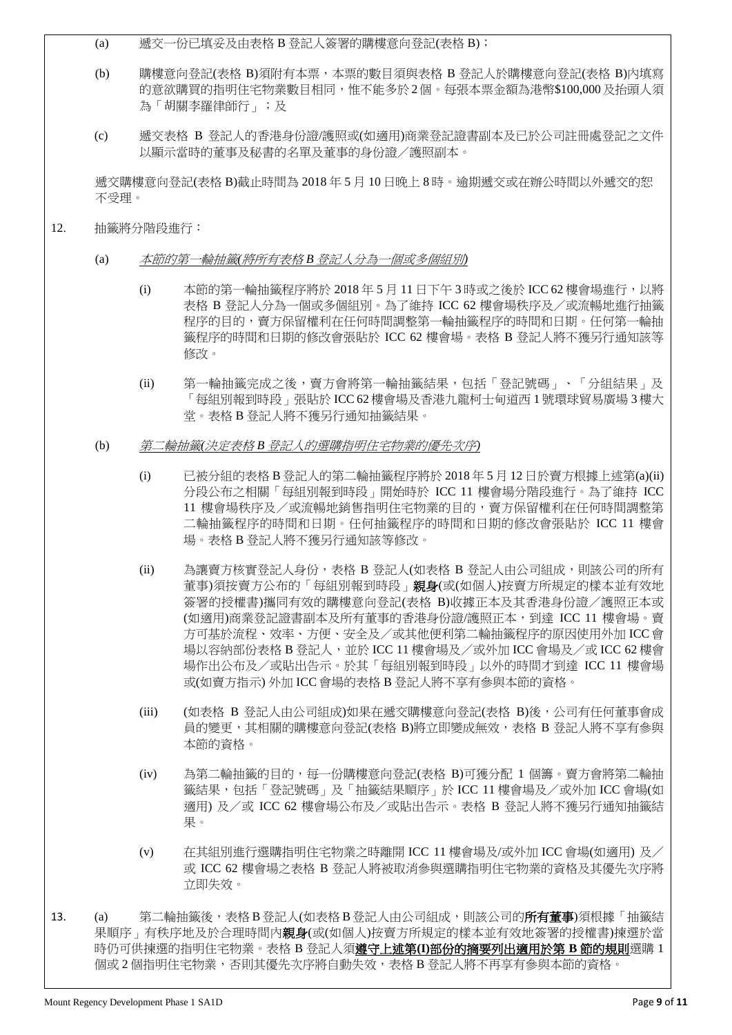(a) 遞交一份已填妥及由表格 B 登記人簽署的購樓意向登記(表格 B)；

(b) 購樓意向登記(表格 B)須附有本票，本票的數目須與表格 B 登記人於購樓意向登記(表格 B)內填寫的意欲購買的指明住宅物業數目相同，惟不能多於 2 個。每張本票金額為港幣$100,000 及抬頭人須為「胡關李羅律師行」；及

(c) 遞交表格 B 登記人的香港身份證/護照或(如適用)商業登記證書副本及已於公司註冊處登記之文件以顯示當時的董事及秘書的名單及董事的身份證／護照副本。

遞交購樓意向登記(表格 B)截止時間為 2018 年 5 月 10 日晚上 8 時。逾期遞交或在辦公時間以外遞交的恕不受理。

12. 抽籤將分階段進行：

(a) *本節的第一輪抽籤(將所有表格 B 登記人分為一個或多個組別)*

(i) 本節的第一輪抽籤程序將於 2018 年 5 月 11 日下午 3 時或之後於 ICC 62 樓會場進行，以將表格 B 登記人分為一個或多個組別。為了維持 ICC 62 樓會場秩序及／或流暢地進行抽籤程序的目的，賣方保留權利在任何時間調整第一輪抽籤程序的時間和日期。任何第一輪抽籤程序的時間和日期的修改會張貼於 ICC 62 樓會場。表格 B 登記人將不獲另行通知該等修改。

(ii) 第一輪抽籤完成之後，賣方會將第一輪抽籤結果，包括「登記號碼」、「分組結果」及「每組別報到時段」張貼於 ICC 62 樓會場及香港九龍柯士甸道西 1 號環球貿易廣場 3 樓大堂。表格 B 登記人將不獲另行通知抽籤結果。

(b) *第二輪抽籤(決定表格 B 登記人的選購指明住宅物業的優先次序)*

(i) 已被分組的表格 B 登記人的第二輪抽籤程序將於 2018 年 5 月 12 日於賣方根據上述第(a)(ii)分段公布之相關「每組別報到時段」開始時於 ICC 11 樓會場分階段進行。為了維持 ICC 11 樓會場秩序及／或流暢地銷售指明住宅物業的目的，賣方保留權利在任何時間調整第二輪抽籤程序的時間和日期。任何抽籤程序的時間和日期的修改會張貼於 ICC 11 樓會場。表格 B 登記人將不獲另行通知該等修改。

(ii) 為讓賣方核實登記人身份，表格 B 登記人(如表格 B 登記人由公司組成，則該公司的所有董事)須按賣方公布的「每組別報到時段」**親身**(或(如個人)按賣方所規定的樣本並有效地簽署的授權書)攜同有效的購樓意向登記(表格 B)收據正本及其香港身份證／護照正本或(如適用)商業登記證書副本及所有董事的香港身份證/護照正本，到達 ICC 11 樓會場。賣方可基於流程、效率、方便、安全及／或其他便利第二輪抽籤程序的原因使用外加 ICC 會場以容納部份表格 B 登記人，並於 ICC 11 樓會場及／或外加 ICC 會場及／或 ICC 62 樓會場作出公布及／或貼出告示。於其「每組別報到時段」以外的時間才到達 ICC 11 樓會場或(如賣方指示) 外加 ICC 會場的表格 B 登記人將不享有參與本節的資格。

(iii) (如表格 B 登記人由公司組成)如果在遞交購樓意向登記(表格 B)後，公司有任何董事會成員的變更，其相關的購樓意向登記(表格 B)將立即變成無效，表格 B 登記人將不享有參與本節的資格。

(iv) 為第二輪抽籤的目的，每一份購樓意向登記(表格 B)可獲分配 1 個籌。賣方會將第二輪抽籤結果，包括「登記號碼」及「抽籤結果順序」於 ICC 11 樓會場及／或外加 ICC 會場(如適用) 及／或 ICC 62 樓會場公布及／或貼出告示。表格 B 登記人將不獲另行通知抽籤結果。

(v) 在其組別進行選購指明住宅物業之時離開 ICC 11 樓會場及/或外加 ICC 會場(如適用) 及／或 ICC 62 樓會場之表格 B 登記人將被取消參與選購指明住宅物業的資格及其優先次序將立即失效。

13. (a) 第二輪抽籤後，表格 B 登記人(如表格 B 登記人由公司組成，則該公司的**所有董事**)須根據「抽籤結果順序」有秩序地及於合理時間內**親身**(或(如個人)按賣方所規定的樣本並有效地簽署的授權書)揀選於當時仍可供揀選的指明住宅物業。表格 B 登記人須**遵守上述第(I)部份的摘要列出適用於第 B 節的規則**選購 1 個或 2 個指明住宅物業，否則其優先次序將自動失效，表格 B 登記人將不再享有參與本節的資格。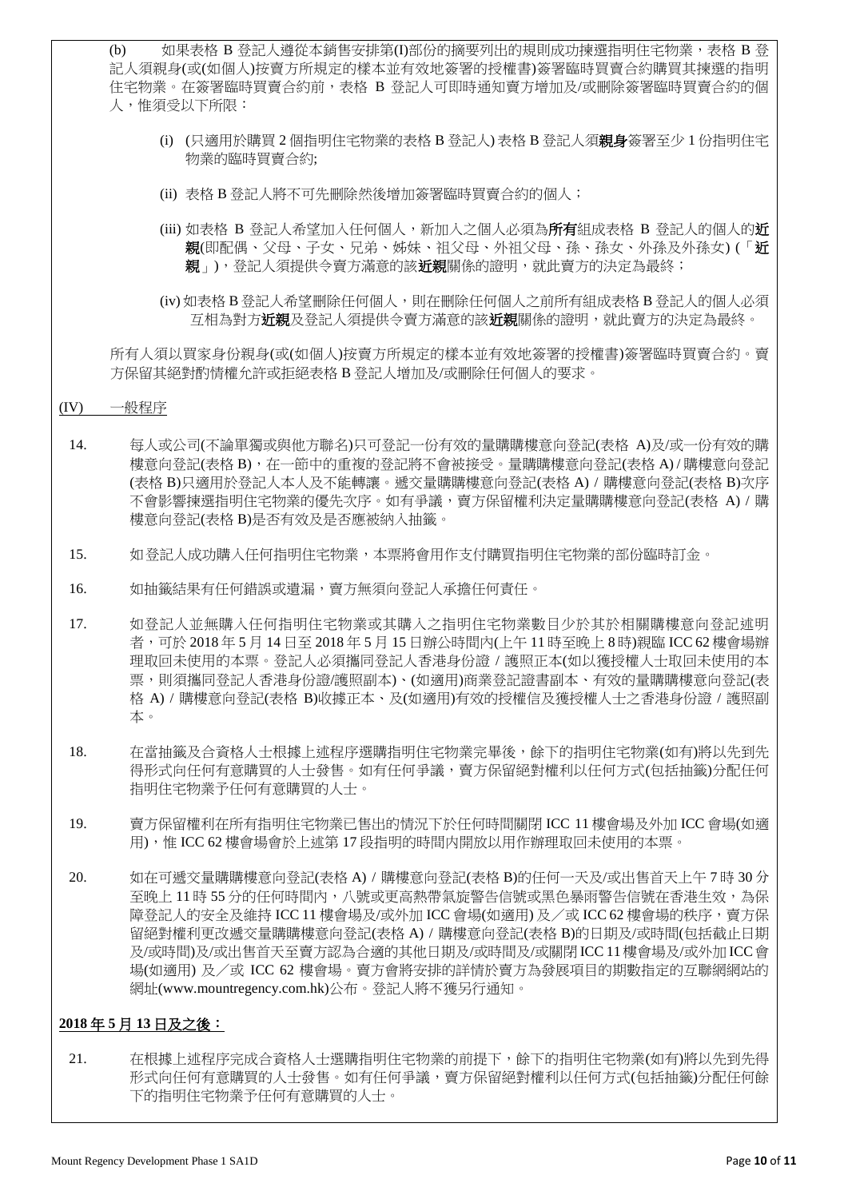(b) 如果表格 B 登記人遵從本銷售安排第(I)部份的摘要列出的規則成功揀選指明住宅物業，表格 B 登記人須親身(或(如個人)按賣方所規定的樣本並有效地簽署的授權書)簽署臨時買賣合約購買其揀選的指明住宅物業。在簽署臨時買賣合約前，表格 B 登記人可即時通知賣方增加及/或刪除簽署臨時買賣合約的個人，惟須受以下所限：

(i) (只適用於購買 2 個指明住宅物業的表格 B 登記人) 表格 B 登記人須**親身**簽署至少 1 份指明住宅物業的臨時買賣合約;

(ii) 表格 B 登記人將不可先刪除然後增加簽署臨時買賣合約的個人；

(iii) 如表格 B 登記人希望加入任何個人，新加入之個人必須為**所有**組成表格 B 登記人的個人的**近親**(即配偶、父母、子女、兄弟、姊妹、祖父母、外祖父母、孫、孫女、外孫及外孫女) (「**近親**」)，登記人須提供令賣方滿意的該**近親**關係的證明，就此賣方的決定為最終；

(iv) 如表格 B 登記人希望刪除任何個人，則在刪除任何個人之前所有組成表格 B 登記人的個人必須互相為對方**近親**及登記人須提供令賣方滿意的該**近親**關係的證明，就此賣方的決定為最終。

所有人須以買家身份親身(或(如個人)按賣方所規定的樣本並有效地簽署的授權書)簽署臨時買賣合約。賣方保留其絕對酌情權允許或拒絕表格 B 登記人增加及/或刪除任何個人的要求。

(IV) 一般程序

14. 每人或公司(不論單獨或與他方聯名)只可登記一份有效的量購購樓意向登記(表格 A)及/或一份有效的購樓意向登記(表格 B)，在一節中的重複的登記將不會被接受。量購購樓意向登記(表格 A) / 購樓意向登記(表格 B)只適用於登記人本人及不能轉讓。遞交量購購樓意向登記(表格 A) / 購樓意向登記(表格 B)次序不會影響揀選指明住宅物業的優先次序。如有爭議，賣方保留權利決定量購購樓意向登記(表格 A) / 購樓意向登記(表格 B)是否有效及是否應被納入抽籤。

15. 如登記人成功購入任何指明住宅物業，本票將會用作支付購買指明住宅物業的部份臨時訂金。

16. 如抽籤結果有任何錯誤或遺漏，賣方無須向登記人承擔任何責任。

17. 如登記人並無購入任何指明住宅物業或其購入之指明住宅物業數目少於其於相關購樓意向登記述明者，可於 2018 年 5 月 14 日至 2018 年 5 月 15 日辦公時間內(上午 11 時至晚上 8 時)親臨 ICC 62 樓會場辦理取回未使用的本票。登記人必須攜同登記人香港身份證 / 護照正本(如以獲授權人士取回未使用的本票，則須攜同登記人香港身份證/護照副本)、(如適用)商業登記證書副本、有效的量購購樓意向登記(表格 A) / 購樓意向登記(表格 B)收據正本、及(如適用)有效的授權信及獲授權人士之香港身份證 / 護照副本。

18. 在當抽籤及合資格人士根據上述程序選購指明住宅物業完畢後，餘下的指明住宅物業(如有)將以先到先得形式向任何有意購買的人士發售。如有任何爭議，賣方保留絕對權利以任何方式(包括抽籤)分配任何指明住宅物業予任何有意購買的人士。

19. 賣方保留權利在所有指明住宅物業已售出的情況下於任何時間關閉 ICC 11 樓會場及外加 ICC 會場(如適用)，惟 ICC 62 樓會場會於上述第 17 段指明的時間內開放以用作辦理取回未使用的本票。

20. 如在可遞交量購購樓意向登記(表格 A) / 購樓意向登記(表格 B)的任何一天及/或出售首天上午 7 時 30 分至晚上 11 時 55 分的任何時間內，八號或更高熱帶氣旋警告信號或黑色暴雨警告信號在香港生效，為保障登記人的安全及維持 ICC 11 樓會場及/或外加 ICC 會場(如適用) 及／或 ICC 62 樓會場的秩序，賣方保留絕對權利更改遞交量購購樓意向登記(表格 A) / 購樓意向登記(表格 B)的日期及/或時間(包括截止日期及/或時間)及/或出售首天至賣方認為合適的其他日期及/或時間及/或關閉 ICC 11 樓會場及/或外加 ICC 會場(如適用) 及／或 ICC 62 樓會場。賣方會將安排的詳情於賣方為發展項目的期數指定的互聯網網站的網址(www.mountregency.com.hk)公布。登記人將不獲另行通知。

**2018 年 5 月 13 日及之後：**

21. 在根據上述程序完成合資格人士選購指明住宅物業的前提下，餘下的指明住宅物業(如有)將以先到先得形式向任何有意購買的人士發售。如有任何爭議，賣方保留絕對權利以任何方式(包括抽籤)分配任何餘下的指明住宅物業予任何有意購買的人士。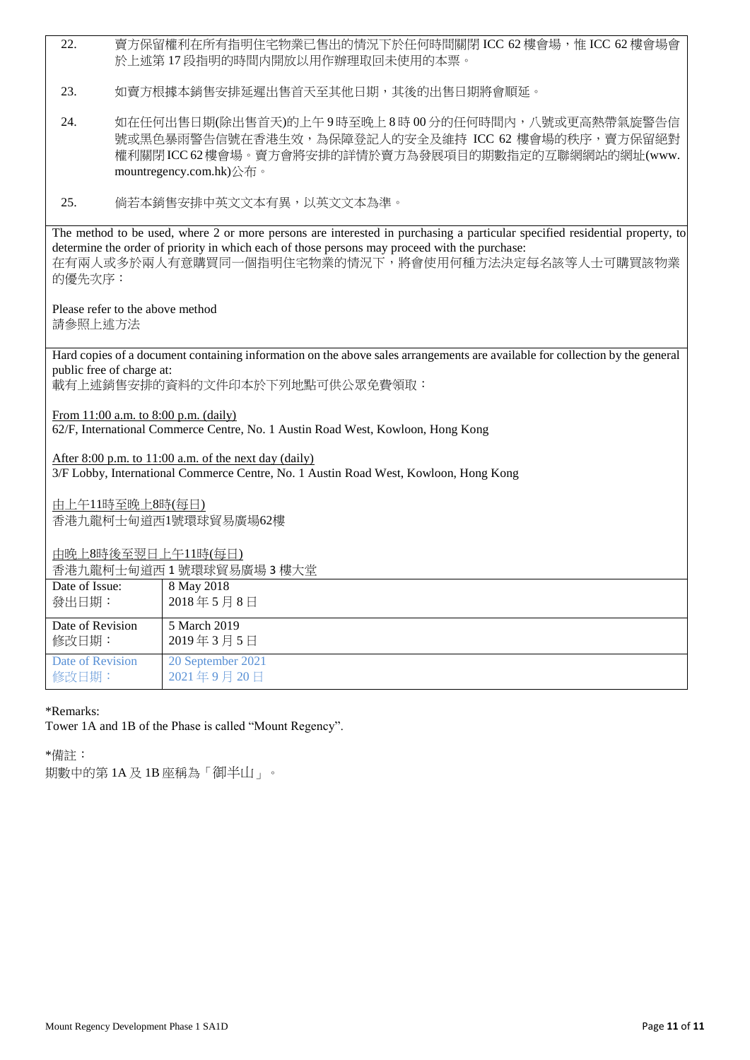22. 賣方保留權利在所有指明住宅物業已售出的情況下於任何時間關閉 ICC 62 樓會場，惟 ICC 62 樓會場會於上述第 17 段指明的時間內開放以用作辦理取回未使用的本票。

23. 如賣方根據本銷售安排延遲出售首天至其他日期，其後的出售日期將會順延。

24. 如在任何出售日期(除出售首天)的上午 9 時至晚上 8 時 00 分的任何時間內，八號或更高熱帶氣旋警告信號或黑色暴雨警告信號在香港生效，為保障登記人的安全及維持 ICC 62 樓會場的秩序，賣方保留絕對權利關閉 ICC 62 樓會場。賣方會將安排的詳情於賣方為發展項目的期數指定的互聯網網站的網址(www.mountregency.com.hk)公布。

25. 倘若本銷售安排中英文文本有異，以英文文本為準。

The method to be used, where 2 or more persons are interested in purchasing a particular specified residential property, to determine the order of priority in which each of those persons may proceed with the purchase:
在有兩人或多於兩人有意購買同一個指明住宅物業的情況下，將會使用何種方法決定每名該等人士可購買該物業的優先次序：

Please refer to the above method
請參照上述方法

Hard copies of a document containing information on the above sales arrangements are available for collection by the general public free of charge at:
載有上述銷售安排的資料的文件印本於下列地點可供公眾免費領取：

From 11:00 a.m. to 8:00 p.m. (daily)
62/F, International Commerce Centre, No. 1 Austin Road West, Kowloon, Hong Kong

After 8:00 p.m. to 11:00 a.m. of the next day (daily)
3/F Lobby, International Commerce Centre, No. 1 Austin Road West, Kowloon, Hong Kong

由上午11時至晚上8時(每日)
香港九龍柯士甸道西1號環球貿易廣場62樓

由晚上8時後至翌日上午11時(每日)
香港九龍柯士甸道西 1 號環球貿易廣場 3 樓大堂

| | |
|---|---|
| Date of Issue:<br>發出日期： | 8 May 2018<br>2018 年 5 月 8 日 |
| Date of Revision<br>修改日期： | 5 March 2019<br>2019 年 3 月 5 日 |
| Date of Revision<br>修改日期： | 20 September 2021<br>2021 年 9 月 20 日 |

*Remarks:
Tower 1A and 1B of the Phase is called "Mount Regency".

*備註：
期數中的第 1A 及 1B 座稱為「御半山」。